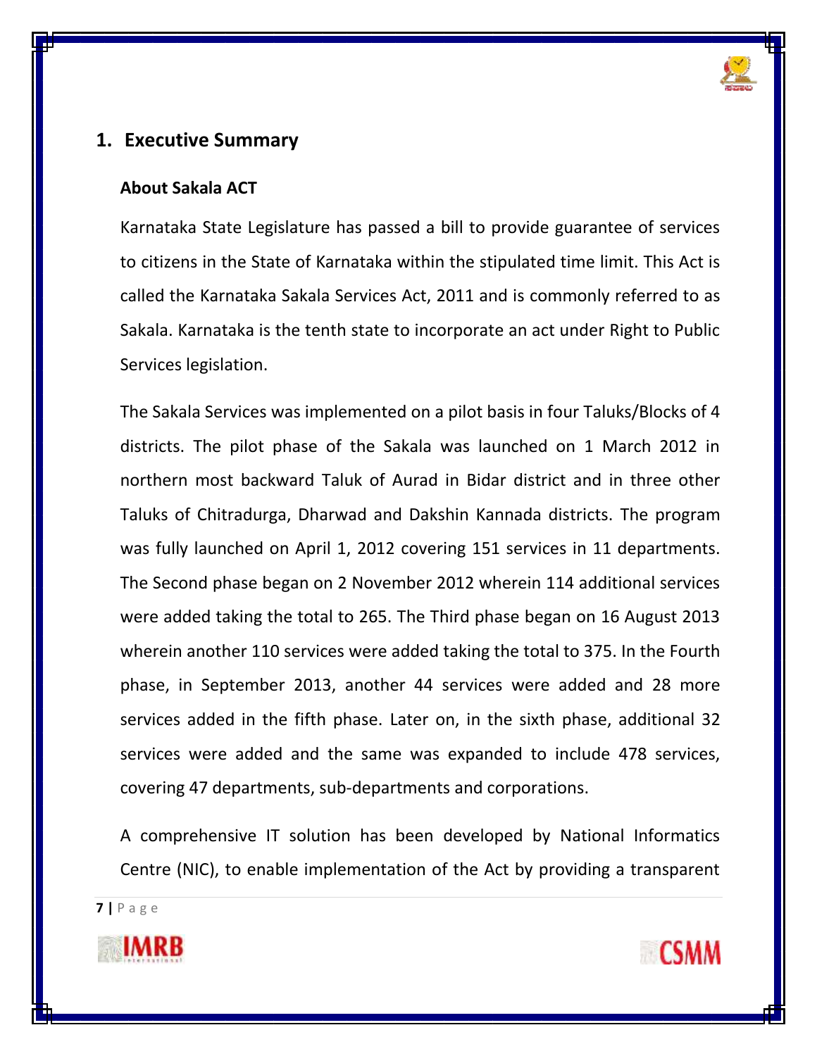# 1. Executive Summary

## About Sakala ACT

Karnataka State Legislature has passed a bill to provide guarantee of services to citizens in the State of Karnataka within the stipulated time limit. This Act is called the Karnataka Sakala Services Act, 2011 and is commonly referred to as Sakala. Karnataka is the tenth state to incorporate an act under Right to Public Services legislation.

The Sakala Services was implemented on a pilot basis in four Taluks/Blocks of 4 districts. The pilot phase of the Sakala was launched on 1 March 2012 in northern most backward Taluk of Aurad in Bidar district and in three other Taluks of Chitradurga, Dharwad and Dakshin Kannada districts. The program was fully launched on April 1, 2012 covering 151 services in 11 departments. The Second phase began on 2 November 2012 wherein 114 additional services were added taking the total to 265. The Third phase began on 16 August 2013 wherein another 110 services were added taking the total to 375. In the Fourth phase, in September 2013, another 44 services were added and 28 more services added in the fifth phase. Later on, in the sixth phase, additional 32 services were added and the same was expanded to include 478 services, covering 47 departments, sub-departments and corporations.

A comprehensive IT solution has been developed by National Informatics Centre (NIC), to enable implementation of the Act by providing a transparent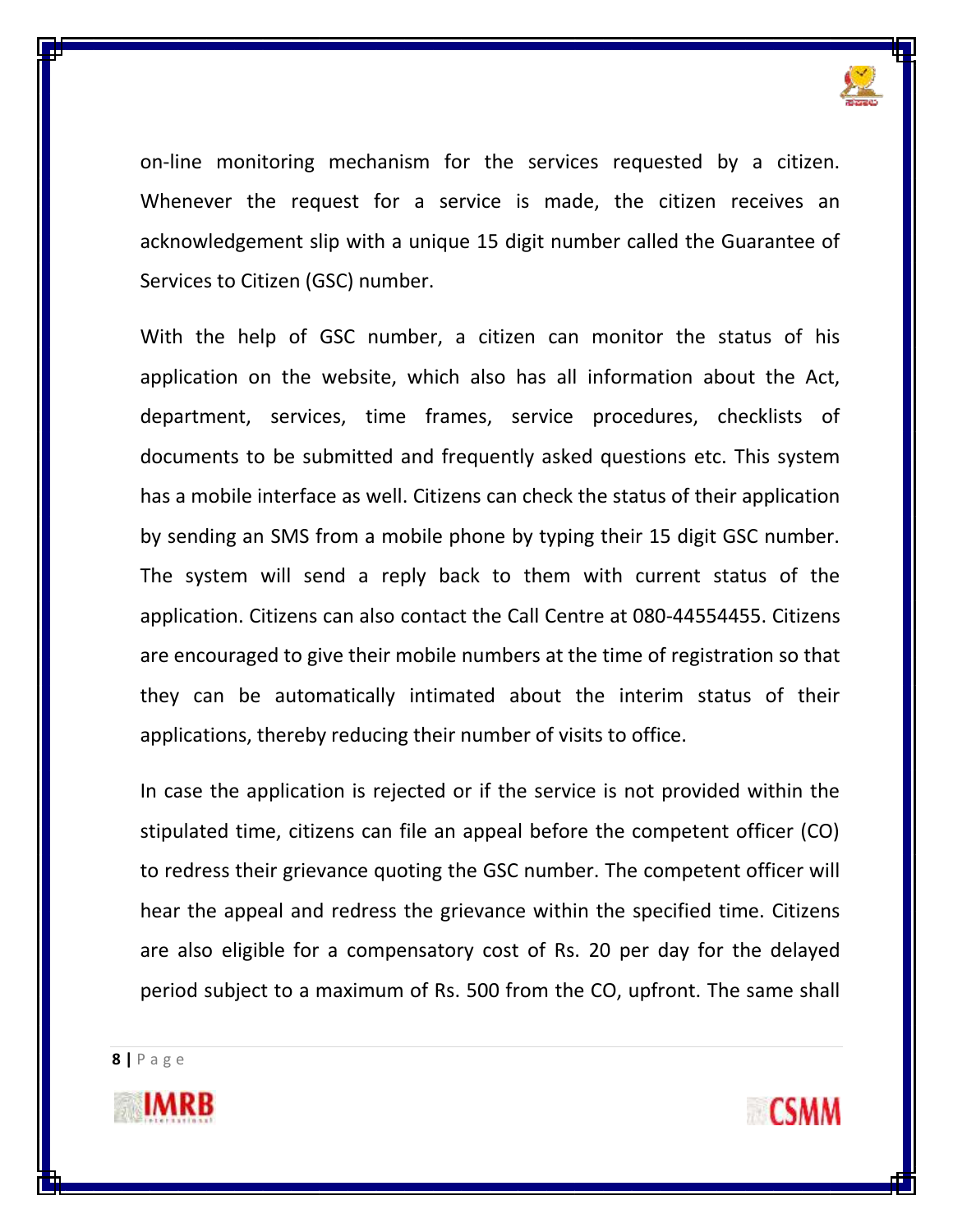on-line monitoring mechanism for the services requested by a citizen. Whenever the request for a service is made, the citizen receives an acknowledgement slip with a unique 15 digit number called the Guarantee of Services to Citizen (GSC) number.

With the help of GSC number, a citizen can monitor the status of his application on the website, which also has all information about the Act, department, services, time frames, service procedures, checklists of documents to be submitted and frequently asked questions etc. This system has a mobile interface as well. Citizens can check the status of their application by sending an SMS from a mobile phone by typing their 15 digit GSC number. The system will send a reply back to them with current status of the application. Citizens can also contact the Call Centre at 080-44554455. Citizens are encouraged to give their mobile numbers at the time of registration so that they can be automatically intimated about the interim status of their applications, thereby reducing their number of visits to office.

In case the application is rejected or if the service is not provided within the stipulated time, citizens can file an appeal before the competent officer (CO) to redress their grievance quoting the GSC number. The competent officer will hear the appeal and redress the grievance within the specified time. Citizens are also eligible for a compensatory cost of Rs. 20 per day for the delayed period subject to a maximum of Rs. 500 from the CO, upfront. The same shall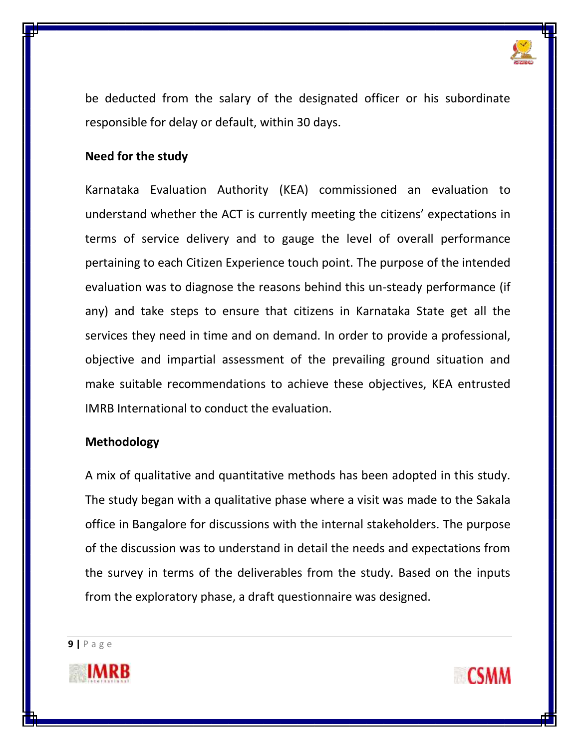be deducted from the salary of the designated officer or his subordinate responsible for delay or default, within 30 days.

**Need for the study**

Karnataka Evaluation Authority (KEA) commissioned an evaluation to understand whether the ACT is currently meeting the citizens' expectations in terms of service delivery and to gauge the level of overall performance pertaining to each Citizen Experience touch point. The purpose of the intended evaluation was to diagnose the reasons behind this un-steady performance (if any) and take steps to ensure that citizens in Karnataka State get all the services they need in time and on demand. In order to provide a professional, objective and impartial assessment of the prevailing ground situation and make suitable recommendations to achieve these objectives, KEA entrusted IMRB International to conduct the evaluation.

**Methodology**

A mix of qualitative and quantitative methods has been adopted in this study. The study began with a qualitative phase where a visit was made to the Sakala office in Bangalore for discussions with the internal stakeholders. The purpose of the discussion was to understand in detail the needs and expectations from the survey in terms of the deliverables from the study. Based on the inputs from the exploratory phase, a draft questionnaire was designed.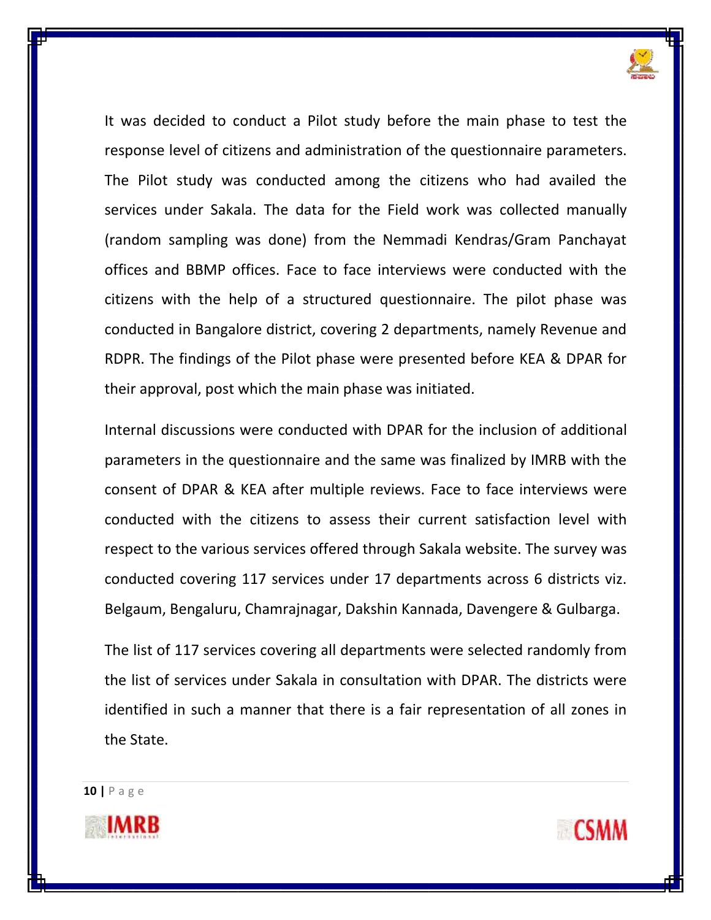It was decided to conduct a Pilot study before the main phase to test the response level of citizens and administration of the questionnaire parameters. The Pilot study was conducted among the citizens who had availed the services under Sakala. The data for the Field work was collected manually (random sampling was done) from the Nemmadi Kendras/Gram Panchayat offices and BBMP offices. Face to face interviews were conducted with the citizens with the help of a structured questionnaire. The pilot phase was conducted in Bangalore district, covering 2 departments, namely Revenue and RDPR. The findings of the Pilot phase were presented before KEA & DPAR for their approval, post which the main phase was initiated.

Internal discussions were conducted with DPAR for the inclusion of additional parameters in the questionnaire and the same was finalized by IMRB with the consent of DPAR & KEA after multiple reviews. Face to face interviews were conducted with the citizens to assess their current satisfaction level with respect to the various services offered through Sakala website. The survey was conducted covering 117 services under 17 departments across 6 districts viz. Belgaum, Bengaluru, Chamrajnagar, Dakshin Kannada, Davengere & Gulbarga.

The list of 117 services covering all departments were selected randomly from the list of services under Sakala in consultation with DPAR. The districts were identified in such a manner that there is a fair representation of all zones in the State.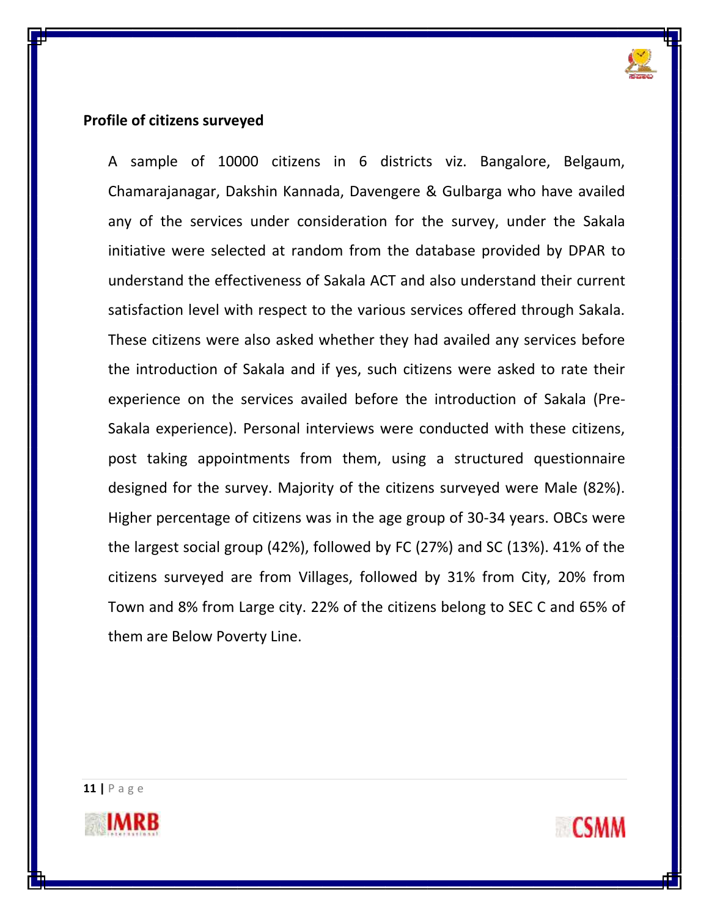**Profile of citizens surveyed**

A sample of 10000 citizens in 6 districts viz. Bangalore, Belgaum, Chamarajanagar, Dakshin Kannada, Davengere & Gulbarga who have availed any of the services under consideration for the survey, under the Sakala initiative were selected at random from the database provided by DPAR to understand the effectiveness of Sakala ACT and also understand their current satisfaction level with respect to the various services offered through Sakala. These citizens were also asked whether they had availed any services before the introduction of Sakala and if yes, such citizens were asked to rate their experience on the services availed before the introduction of Sakala (Pre-Sakala experience). Personal interviews were conducted with these citizens, post taking appointments from them, using a structured questionnaire designed for the survey. Majority of the citizens surveyed were Male (82%). Higher percentage of citizens was in the age group of 30-34 years. OBCs were the largest social group (42%), followed by FC (27%) and SC (13%). 41% of the citizens surveyed are from Villages, followed by 31% from City, 20% from Town and 8% from Large city. 22% of the citizens belong to SEC C and 65% of them are Below Poverty Line.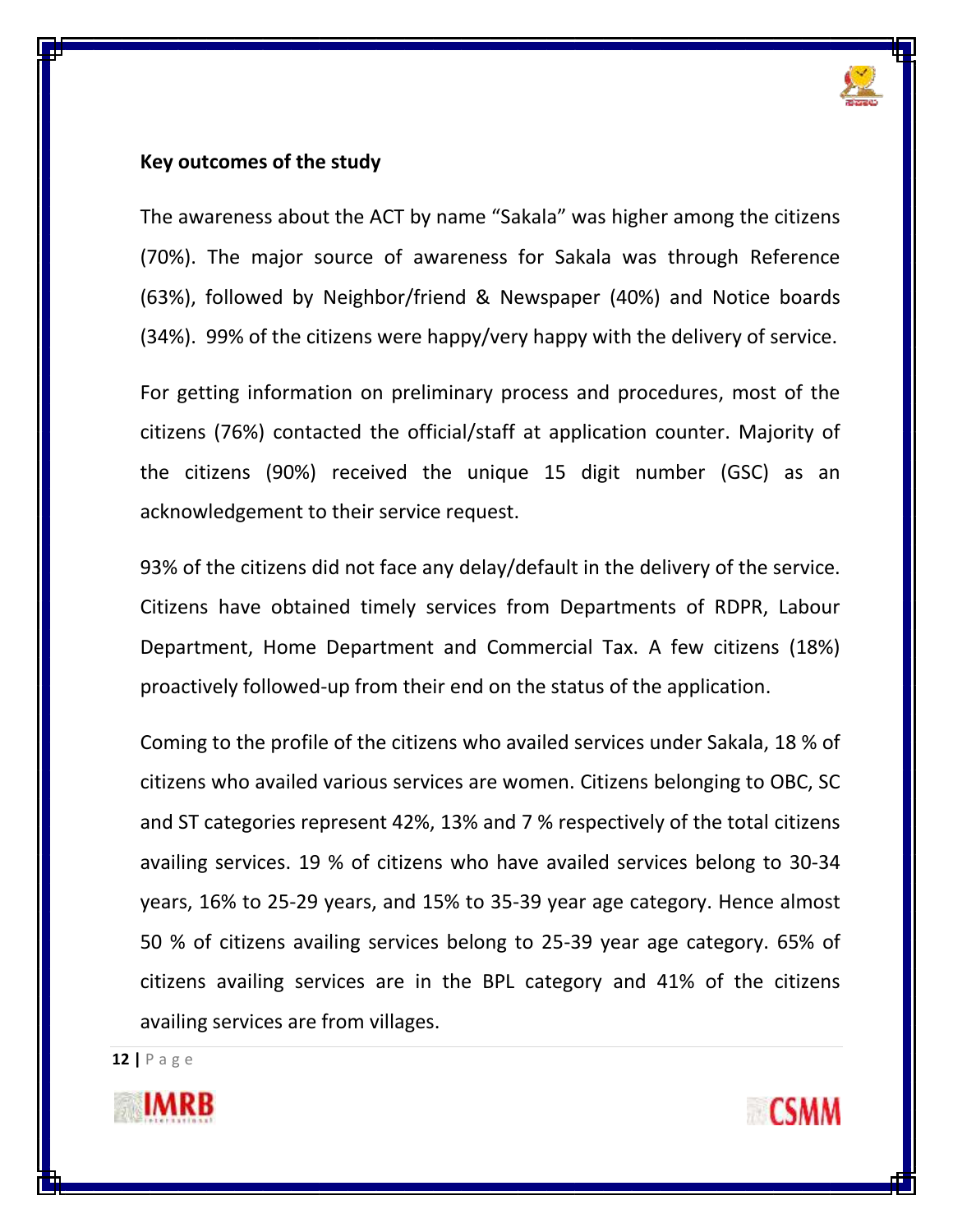**Key outcomes of the study**

The awareness about the ACT by name "Sakala" was higher among the citizens (70%). The major source of awareness for Sakala was through Reference (63%), followed by Neighbor/friend & Newspaper (40%) and Notice boards (34%). 99% of the citizens were happy/very happy with the delivery of service.

For getting information on preliminary process and procedures, most of the citizens (76%) contacted the official/staff at application counter. Majority of the citizens (90%) received the unique 15 digit number (GSC) as an acknowledgement to their service request.

93% of the citizens did not face any delay/default in the delivery of the service. Citizens have obtained timely services from Departments of RDPR, Labour Department, Home Department and Commercial Tax. A few citizens (18%) proactively followed-up from their end on the status of the application.

Coming to the profile of the citizens who availed services under Sakala, 18 % of citizens who availed various services are women. Citizens belonging to OBC, SC and ST categories represent 42%, 13% and 7 % respectively of the total citizens availing services. 19 % of citizens who have availed services belong to 30-34 years, 16% to 25-29 years, and 15% to 35-39 year age category. Hence almost 50 % of citizens availing services belong to 25-39 year age category. 65% of citizens availing services are in the BPL category and 41% of the citizens availing services are from villages.